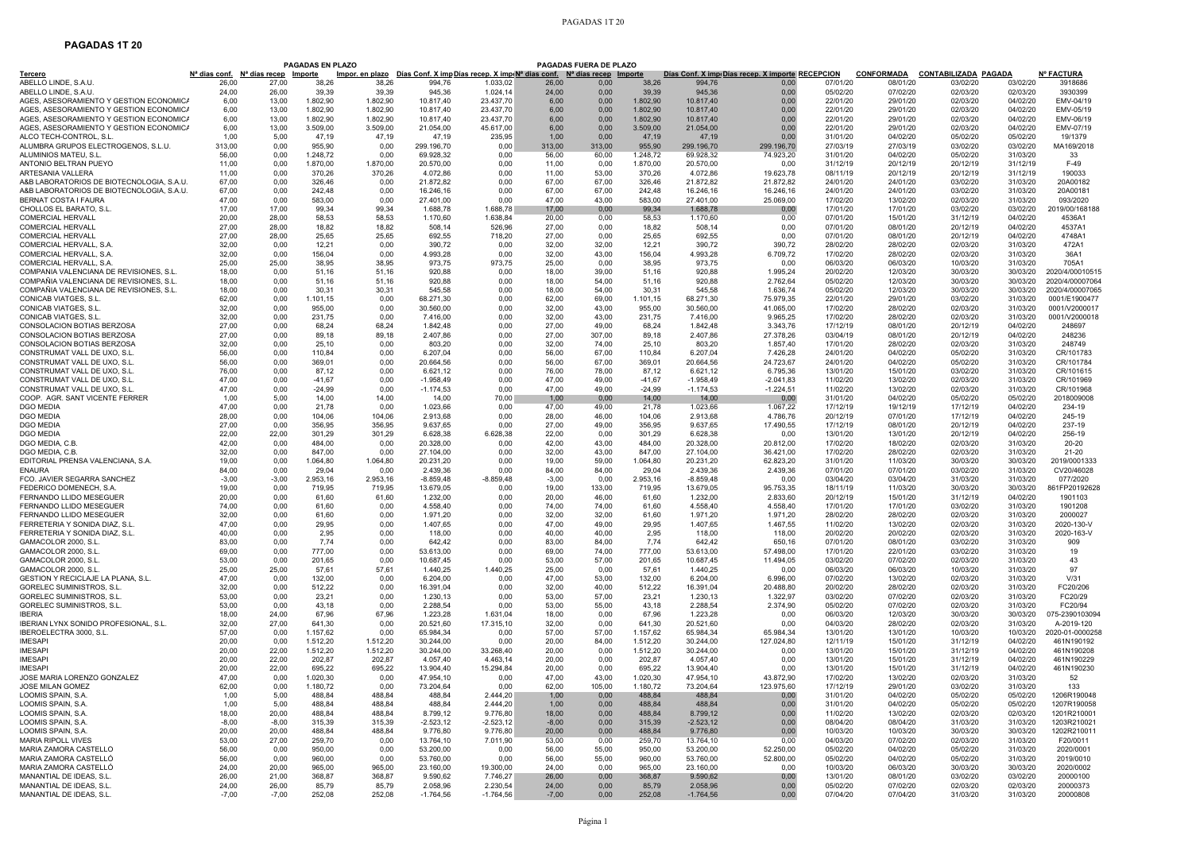## PAGADAS 1T 20

| Tercero | PAGADAS EN PLAZO | | | | | | PAGADAS FUERA DE PLAZO | | | | | RECEPCION | CONFORMADA | CONTABILIZADA | PAGADA | Nº FACTURA |
|---|---|---|---|---|---|---|---|---|---|---|---|---|---|---|---|---|
| | Nº días conf. | Nº días recep | Importe | Impor. en plazo | Días Conf. X imp | Días recep. X imp | Nº días conf. | Nº días recep | Importe | Días Conf. X imp | Días recep. X importe | | | | | |
| ABELLO LINDE, S.A.U. | 26,00 | 27,00 | 38,26 | 38,26 | 994,76 | 1.033,02 | 26,00 | 0,00 | 38,26 | 994,76 | 0,00 | 07/01/20 | 08/01/20 | 03/02/20 | 03/02/20 | 3918686 |
| ABELLO LINDE, S.A.U. | 24,00 | 26,00 | 39,39 | 39,39 | 945,36 | 1.024,14 | 24,00 | 0,00 | 39,39 | 945,36 | 0,00 | 05/02/20 | 07/02/20 | 02/03/20 | 02/03/20 | 3930399 |
| AGES, ASESORAMIENTO Y GESTION ECONOMICA | 6,00 | 13,00 | 1.802,90 | 1.802,90 | 10.817,40 | 23.437,70 | 6,00 | 0,00 | 1.802,90 | 10.817,40 | 0,00 | 22/01/20 | 29/01/20 | 02/03/20 | 04/02/20 | EMV-04/19 |
| AGES, ASESORAMIENTO Y GESTION ECONOMICA | 6,00 | 13,00 | 1.802,90 | 1.802,90 | 10.817,40 | 23.437,70 | 6,00 | 0,00 | 1.802,90 | 10.817,40 | 0,00 | 22/01/20 | 29/01/20 | 02/03/20 | 04/02/20 | EMV-05/19 |
| AGES, ASESORAMIENTO Y GESTION ECONOMICA | 6,00 | 13,00 | 1.802,90 | 1.802,90 | 10.817,40 | 23.437,70 | 6,00 | 0,00 | 1.802,90 | 10.817,40 | 0,00 | 22/01/20 | 29/01/20 | 02/03/20 | 04/02/20 | EMV-06/19 |
| AGES, ASESORAMIENTO Y GESTION ECONOMICA | 6,00 | 13,00 | 3.509,00 | 3.509,00 | 21.054,00 | 45.617,00 | 6,00 | 0,00 | 3.509,00 | 21.054,00 | 0,00 | 22/01/20 | 29/01/20 | 02/03/20 | 04/02/20 | EMV-07/19 |
| ALCO TECH-CONTROL, S.L. | 1,00 | 5,00 | 47,19 | 47,19 | 47,19 | 235,95 | 1,00 | 0,00 | 47,19 | 47,19 | 0,00 | 31/01/20 | 04/02/20 | 05/02/20 | 05/02/20 | 19/1379 |
| ALUMBRA GRUPOS ELECTROGENOS, S.L.U. | 313,00 | 0,00 | 955,90 | 0,00 | 299.196,70 | 0,00 | 313,00 | 313,00 | 955,90 | 299.196,70 | 299.196,70 | 27/03/19 | 27/03/19 | 03/02/20 | 03/02/20 | MA169/2018 |
| ALUMINIOS MATEU, S.L. | 56,00 | 0,00 | 1.248,72 | 0,00 | 69.928,32 | 0,00 | 56,00 | 60,00 | 1.248,72 | 69.928,32 | 74.923,20 | 31/01/20 | 04/02/20 | 05/02/20 | 31/03/20 | 33 |
| ANTONIO BELTRAN PUEYO | 11,00 | 0,00 | 1.870,00 | 1.870,00 | 20.570,00 | 0,00 | 11,00 | 0,00 | 1.870,00 | 20.570,00 | 0,00 | 31/12/19 | 20/12/19 | 20/12/19 | 31/12/19 | F-49 |
| ARTESANIA VALLERA | 11,00 | 0,00 | 370,26 | 370,26 | 4.072,86 | 0,00 | 11,00 | 53,00 | 370,26 | 4.072,86 | 19.623,78 | 08/11/19 | 20/12/19 | 20/12/19 | 31/12/19 | 190033 |
| A&B LABORATORIOS DE BIOTECNOLOGIA, S.A.U. | 67,00 | 0,00 | 326,46 | 0,00 | 21.872,82 | 0,00 | 67,00 | 67,00 | 326,46 | 21.872,82 | 21.872,82 | 24/01/20 | 24/01/20 | 03/02/20 | 31/03/20 | 20A00182 |
| A&B LABORATORIOS DE BIOTECNOLOGIA, S.A.U. | 67,00 | 0,00 | 242,48 | 0,00 | 16.246,16 | 0,00 | 67,00 | 67,00 | 242,48 | 16.246,16 | 16.246,16 | 24/01/20 | 24/01/20 | 03/02/20 | 31/03/20 | 20A00181 |
| BERNAT COSTA I FAURA | 47,00 | 0,00 | 583,00 | 0,00 | 27.401,00 | 0,00 | 47,00 | 43,00 | 583,00 | 27.401,00 | 25.069,00 | 17/02/20 | 13/02/20 | 02/03/20 | 31/03/20 | 093/2020 |
| CHOLLOS EL BARATO, S.L. | 17,00 | 17,00 | 99,34 | 99,34 | 1.688,78 | 1.688,78 | 17,00 | 0,00 | 99,34 | 1.688,78 | 0,00 | 17/01/20 | 17/01/20 | 03/02/20 | 03/02/20 | 2019/00/168188 |
| COMERCIAL HERVALL | 20,00 | 28,00 | 58,53 | 58,53 | 1.170,60 | 1.638,84 | 20,00 | 0,00 | 58,53 | 1.170,60 | 0,00 | 07/01/20 | 15/01/20 | 31/12/19 | 04/02/20 | 4536A1 |
| COMERCIAL HERVALL | 27,00 | 28,00 | 18,82 | 18,82 | 508,14 | 526,96 | 27,00 | 0,00 | 18,82 | 508,14 | 0,00 | 07/01/20 | 08/01/20 | 20/12/19 | 04/02/20 | 4537A1 |
| COMERCIAL HERVALL | 27,00 | 28,00 | 25,65 | 25,65 | 692,55 | 718,20 | 27,00 | 0,00 | 25,65 | 692,55 | 0,00 | 07/01/20 | 08/01/20 | 20/12/19 | 04/02/20 | 4748A1 |
| COMERCIAL HERVALL, S.A. | 32,00 | 0,00 | 12,21 | 0,00 | 390,72 | 0,00 | 32,00 | 32,00 | 12,21 | 390,72 | 390,72 | 28/02/20 | 28/02/20 | 02/03/20 | 31/03/20 | 472A1 |
| COMERCIAL HERVALL, S.A. | 32,00 | 0,00 | 156,04 | 0,00 | 4.993,28 | 0,00 | 32,00 | 43,00 | 156,04 | 4.993,28 | 6.709,72 | 17/02/20 | 28/02/20 | 02/03/20 | 31/03/20 | 36A1 |
| COMERCIAL HERVALL, S.A. | 25,00 | 25,00 | 38,95 | 38,95 | 973,75 | 973,75 | 25,00 | 0,00 | 38,95 | 973,75 | 0,00 | 06/03/20 | 06/03/20 | 10/03/20 | 31/03/20 | 705A1 |
| COMPANIA VALENCIANA DE REVISIONES, S.L. | 18,00 | 0,00 | 51,16 | 51,16 | 920,88 | 0,00 | 18,00 | 39,00 | 51,16 | 920,88 | 1.995,24 | 20/02/20 | 12/03/20 | 30/03/20 | 30/03/20 | 2020/4/00010515 |
| COMPAÑIA VALENCIANA DE REVISIONES, S.L. | 18,00 | 0,00 | 51,16 | 51,16 | 920,88 | 0,00 | 18,00 | 54,00 | 51,16 | 920,88 | 2.762,64 | 05/02/20 | 12/03/20 | 30/03/20 | 30/03/20 | 2020/4/00007064 |
| COMPAÑIA VALENCIANA DE REVISIONES, S.L. | 18,00 | 0,00 | 30,31 | 30,31 | 545,58 | 0,00 | 18,00 | 54,00 | 30,31 | 545,58 | 1.636,74 | 05/02/20 | 12/03/20 | 30/03/20 | 30/03/20 | 2020/4/00007065 |
| CONICAB VIATGES, S.L. | 62,00 | 0,00 | 1.101,15 | 0,00 | 68.271,30 | 0,00 | 62,00 | 69,00 | 1.101,15 | 68.271,30 | 75.979,35 | 22/01/20 | 29/01/20 | 03/02/20 | 31/03/20 | 0001/E1900477 |
| CONICAB VIATGES, S.L. | 32,00 | 0,00 | 955,00 | 0,00 | 30.560,00 | 0,00 | 32,00 | 43,00 | 955,00 | 30.560,00 | 41.065,00 | 17/02/20 | 28/02/20 | 02/03/20 | 31/03/20 | 0001/V2000017 |
| CONICAB VIATGES, S.L. | 32,00 | 0,00 | 231,75 | 0,00 | 7.416,00 | 0,00 | 32,00 | 43,00 | 231,75 | 7.416,00 | 9.965,25 | 17/02/20 | 28/02/20 | 02/03/20 | 31/03/20 | 0001/V2000018 |
| CONSOLACION BOTIAS BERZOSA | 27,00 | 0,00 | 68,24 | 68,24 | 1.842,48 | 0,00 | 27,00 | 49,00 | 68,24 | 1.842,48 | 3.343,76 | 17/12/19 | 08/01/20 | 20/12/19 | 04/02/20 | 248697 |
| CONSOLACION BOTIAS BERZOSA | 27,00 | 0,00 | 89,18 | 89,18 | 2.407,86 | 0,00 | 27,00 | 307,00 | 89,18 | 2.407,86 | 27.378,26 | 03/04/19 | 08/01/20 | 20/12/19 | 04/02/20 | 248236 |
| CONSOLACION BOTIAS BERZOSA | 32,00 | 0,00 | 25,10 | 0,00 | 803,20 | 0,00 | 32,00 | 74,00 | 25,10 | 803,20 | 1.857,40 | 17/01/20 | 28/02/20 | 02/03/20 | 31/03/20 | 248749 |
| CONSTRUMAT VALL DE UXO, S.L. | 56,00 | 0,00 | 110,84 | 0,00 | 6.207,04 | 0,00 | 56,00 | 67,00 | 110,84 | 6.207,04 | 7.426,28 | 24/01/20 | 04/02/20 | 05/02/20 | 31/03/20 | CR/101783 |
| CONSTRUMAT VALL DE UXO, S.L. | 56,00 | 0,00 | 369,01 | 0,00 | 20.664,56 | 0,00 | 56,00 | 67,00 | 369,01 | 20.664,56 | 24.723,67 | 24/01/20 | 04/02/20 | 05/02/20 | 31/03/20 | CR/101784 |
| CONSTRUMAT VALL DE UXO, S.L. | 76,00 | 0,00 | 87,12 | 0,00 | 6.621,12 | 0,00 | 76,00 | 78,00 | 87,12 | 6.621,12 | 6.795,36 | 13/01/20 | 15/01/20 | 03/02/20 | 31/03/20 | CR/101615 |
| CONSTRUMAT VALL DE UXO, S.L. | 47,00 | 0,00 | -41,67 | 0,00 | -1.958,49 | 0,00 | 47,00 | 49,00 | -41,67 | -1.958,49 | -2.041,83 | 11/02/20 | 13/02/20 | 02/03/20 | 31/03/20 | CR/101969 |
| CONSTRUMAT VALL DE UXO, S.L. | 47,00 | 0,00 | -24,99 | 0,00 | -1.174,53 | 0,00 | 47,00 | 49,00 | -24,99 | -1.174,53 | -1.224,51 | 11/02/20 | 13/02/20 | 02/03/20 | 31/03/20 | CR/101968 |
| COOP. AGR. SANT VICENTE FERRER | 1,00 | 5,00 | 14,00 | 14,00 | 14,00 | 70,00 | 1,00 | 0,00 | 14,00 | 14,00 | 0,00 | 31/01/20 | 04/02/20 | 05/02/20 | 05/02/20 | 2018009008 |
| DGO MEDIA | 47,00 | 0,00 | 21,78 | 0,00 | 1.023,66 | 0,00 | 47,00 | 49,00 | 21,78 | 1.023,66 | 1.067,22 | 17/12/19 | 19/12/19 | 17/12/19 | 04/02/20 | 234-19 |
| DGO MEDIA | 28,00 | 0,00 | 104,06 | 104,06 | 2.913,68 | 0,00 | 28,00 | 46,00 | 104,06 | 2.913,68 | 4.786,76 | 20/12/19 | 07/01/20 | 17/12/19 | 04/02/20 | 245-19 |
| DGO MEDIA | 27,00 | 0,00 | 356,95 | 356,95 | 9.637,65 | 0,00 | 27,00 | 49,00 | 356,95 | 9.637,65 | 17.490,55 | 17/12/19 | 08/01/20 | 20/12/19 | 04/02/20 | 237-19 |
| DGO MEDIA | 22,00 | 22,00 | 301,29 | 301,29 | 6.628,38 | 6.628,38 | 22,00 | 0,00 | 301,29 | 6.628,38 | 0,00 | 13/01/20 | 13/01/20 | 20/12/19 | 04/02/20 | 256-19 |
| DGO MEDIA, C.B. | 42,00 | 0,00 | 484,00 | 0,00 | 20.328,00 | 0,00 | 42,00 | 43,00 | 484,00 | 20.328,00 | 20.812,00 | 17/02/20 | 18/02/20 | 02/03/20 | 31/03/20 | 20-20 |
| DGO MEDIA, C.B. | 32,00 | 0,00 | 847,00 | 0,00 | 27.104,00 | 0,00 | 32,00 | 43,00 | 847,00 | 27.104,00 | 36.421,00 | 17/02/20 | 28/02/20 | 02/03/20 | 31/03/20 | 21-20 |
| EDITORIAL PRENSA VALENCIANA, S.A. | 19,00 | 0,00 | 1.064,80 | 1.064,80 | 20.231,20 | 0,00 | 19,00 | 59,00 | 1.064,80 | 20.231,20 | 62.823,20 | 31/01/20 | 11/03/20 | 30/03/20 | 30/03/20 | 2019/0001333 |
| ENAURA | 84,00 | 0,00 | 29,04 | 0,00 | 2.439,36 | 0,00 | 84,00 | 84,00 | 29,04 | 2.439,36 | 2.439,36 | 07/01/20 | 07/01/20 | 03/02/20 | 31/03/20 | CV20/46028 |
| FCO. JAVIER SEGARRA SANCHEZ | -3,00 | -3,00 | 2.953,16 | 2.953,16 | -8.859,48 | -8.859,48 | -3,00 | 0,00 | 2.953,16 | -8.859,48 | 0,00 | 03/04/20 | 03/04/20 | 31/03/20 | 31/03/20 | 077/2020 |
| FEDERICO DOMENECH, S.A. | 19,00 | 0,00 | 719,95 | 719,95 | 13.679,05 | 0,00 | 19,00 | 133,00 | 719,95 | 13.679,05 | 95.753,35 | 18/11/19 | 11/03/20 | 30/03/20 | 30/03/20 | 861FP20192628 |
| FERNANDO LLIDO MESEGUER | 20,00 | 0,00 | 61,60 | 61,60 | 1.232,00 | 0,00 | 20,00 | 46,00 | 61,60 | 1.232,00 | 2.833,60 | 20/12/19 | 15/01/20 | 31/12/19 | 04/02/20 | 1901103 |
| FERNANDO LLIDO MESEGUER | 74,00 | 0,00 | 61,60 | 0,00 | 4.558,40 | 0,00 | 74,00 | 74,00 | 61,60 | 4.558,40 | 4.558,40 | 17/01/20 | 17/01/20 | 03/02/20 | 31/03/20 | 1901208 |
| FERNANDO LLIDO MESEGUER | 32,00 | 0,00 | 61,60 | 0,00 | 1.971,20 | 0,00 | 32,00 | 32,00 | 61,60 | 1.971,20 | 1.971,20 | 28/02/20 | 28/02/20 | 02/03/20 | 31/03/20 | 2000027 |
| FERRETERIA Y SONIDA DIAZ, S.L. | 47,00 | 0,00 | 29,95 | 0,00 | 1.407,65 | 0,00 | 47,00 | 49,00 | 29,95 | 1.407,65 | 1.467,55 | 11/02/20 | 13/02/20 | 02/03/20 | 31/03/20 | 2020-130-V |
| FERRETERIA Y SONIDA DIAZ, S.L. | 40,00 | 0,00 | 2,95 | 0,00 | 118,00 | 0,00 | 40,00 | 40,00 | 2,95 | 118,00 | 118,00 | 20/02/20 | 20/02/20 | 02/03/20 | 31/03/20 | 2020-163-V |
| GAMACOLOR 2000, S.L. | 83,00 | 0,00 | 7,74 | 0,00 | 642,42 | 0,00 | 83,00 | 84,00 | 7,74 | 642,42 | 650,16 | 07/01/20 | 08/01/20 | 03/02/20 | 31/03/20 | 909 |
| GAMACOLOR 2000, S.L. | 69,00 | 0,00 | 777,00 | 0,00 | 53.613,00 | 0,00 | 69,00 | 74,00 | 777,00 | 53.613,00 | 57.498,00 | 17/01/20 | 22/01/20 | 03/02/20 | 31/03/20 | 19 |
| GAMACOLOR 2000, S.L. | 53,00 | 0,00 | 201,65 | 0,00 | 10.687,45 | 0,00 | 53,00 | 57,00 | 201,65 | 10.687,45 | 11.494,05 | 03/02/20 | 07/02/20 | 02/03/20 | 31/03/20 | 43 |
| GAMACOLOR 2000, S.L. | 25,00 | 25,00 | 57,61 | 57,61 | 1.440,25 | 1.440,25 | 25,00 | 0,00 | 57,61 | 1.440,25 | 0,00 | 06/03/20 | 06/03/20 | 10/03/20 | 31/03/20 | 97 |
| GESTION Y RECICLAJE LA PLANA, S.L. | 47,00 | 0,00 | 132,00 | 0,00 | 6.204,00 | 0,00 | 47,00 | 53,00 | 132,00 | 6.204,00 | 6.996,00 | 07/02/20 | 13/02/20 | 02/03/20 | 31/03/20 | V/31 |
| GORELEC SUMINISTROS, S.L. | 32,00 | 0,00 | 512,22 | 0,00 | 16.391,04 | 0,00 | 32,00 | 40,00 | 512,22 | 16.391,04 | 20.488,80 | 20/02/20 | 28/02/20 | 02/03/20 | 31/03/20 | FC20/206 |
| GORELEC SUMINISTROS, S.L. | 53,00 | 0,00 | 23,21 | 0,00 | 1.230,13 | 0,00 | 53,00 | 57,00 | 23,21 | 1.230,13 | 1.322,97 | 03/02/20 | 07/02/20 | 02/03/20 | 31/03/20 | FC20/29 |
| GORELEC SUMINISTROS, S.L. | 53,00 | 0,00 | 43,18 | 0,00 | 2.288,54 | 0,00 | 53,00 | 55,00 | 43,18 | 2.288,54 | 2.374,90 | 05/02/20 | 07/02/20 | 02/03/20 | 31/03/20 | FC20/94 |
| IBERIA | 18,00 | 24,00 | 67,96 | 67,96 | 1.223,28 | 1.631,04 | 18,00 | 0,00 | 67,96 | 1.223,28 | 0,00 | 06/03/20 | 12/03/20 | 30/03/20 | 30/03/20 | 075-2390103094 |
| IBERIAN LYNX SONIDO PROFESIONAL, S.L. | 32,00 | 27,00 | 641,30 | 0,00 | 20.521,60 | 17.315,10 | 32,00 | 0,00 | 641,30 | 20.521,60 | 0,00 | 04/03/20 | 28/02/20 | 02/03/20 | 31/03/20 | A-2019-120 |
| IBEROELECTRA 3000, S.L. | 57,00 | 0,00 | 1.157,62 | 0,00 | 65.984,34 | 0,00 | 57,00 | 57,00 | 1.157,62 | 65.984,34 | 65.984,34 | 13/01/20 | 13/01/20 | 10/03/20 | 10/03/20 | 2020-01-0000258 |
| IMESAPI | 20,00 | 0,00 | 1.512,20 | 1.512,20 | 30.244,00 | 0,00 | 20,00 | 84,00 | 1.512,20 | 30.244,00 | 127.024,80 | 12/11/19 | 15/01/20 | 31/12/19 | 04/02/20 | 461N190192 |
| IMESAPI | 20,00 | 22,00 | 1.512,20 | 1.512,20 | 30.244,00 | 33.268,40 | 20,00 | 0,00 | 1.512,20 | 30.244,00 | 0,00 | 13/01/20 | 15/01/20 | 31/12/19 | 04/02/20 | 461N190208 |
| IMESAPI | 20,00 | 22,00 | 202,87 | 202,87 | 4.057,40 | 4.463,14 | 20,00 | 0,00 | 202,87 | 4.057,40 | 0,00 | 13/01/20 | 15/01/20 | 31/12/19 | 04/02/20 | 461N190229 |
| IMESAPI | 20,00 | 22,00 | 695,22 | 695,22 | 13.904,40 | 15.294,84 | 20,00 | 0,00 | 695,22 | 13.904,40 | 0,00 | 13/01/20 | 15/01/20 | 31/12/19 | 04/02/20 | 461N190230 |
| JOSE MARIA LORENZO GONZALEZ | 47,00 | 0,00 | 1.020,30 | 0,00 | 47.954,10 | 0,00 | 47,00 | 43,00 | 1.020,30 | 47.954,10 | 43.872,90 | 17/02/20 | 13/02/20 | 02/03/20 | 31/03/20 | 52 |
| JOSE MILAN GOMEZ | 62,00 | 0,00 | 1.180,72 | 0,00 | 73.204,64 | 0,00 | 62,00 | 105,00 | 1.180,72 | 73.204,64 | 123.975,60 | 17/12/19 | 29/01/20 | 03/02/20 | 31/03/20 | 133 |
| LOOMIS SPAIN, S.A. | 1,00 | 5,00 | 488,84 | 488,84 | 488,84 | 2.444,20 | 1,00 | 0,00 | 488,84 | 488,84 | 0,00 | 31/01/20 | 04/02/20 | 05/02/20 | 05/02/20 | 1206R190048 |
| LOOMIS SPAIN, S.A. | 1,00 | 5,00 | 488,84 | 488,84 | 488,84 | 2.444,20 | 1,00 | 0,00 | 488,84 | 488,84 | 0,00 | 31/01/20 | 04/02/20 | 05/02/20 | 05/02/20 | 1207R190058 |
| LOOMIS SPAIN, S.A. | 18,00 | 20,00 | 488,84 | 488,84 | 8.799,12 | 9.776,80 | 18,00 | 0,00 | 488,84 | 8.799,12 | 0,00 | 11/02/20 | 13/02/20 | 02/03/20 | 02/03/20 | 1201R210001 |
| LOOMIS SPAIN, S.A. | -8,00 | -8,00 | 315,39 | 315,39 | -2.523,12 | -2.523,12 | -8,00 | 0,00 | 315,39 | -2.523,12 | 0,00 | 08/04/20 | 08/04/20 | 31/03/20 | 31/03/20 | 1203R210021 |
| LOOMIS SPAIN, S.A. | 20,00 | 20,00 | 488,84 | 488,84 | 9.776,80 | 9.776,80 | 20,00 | 0,00 | 488,84 | 9.776,80 | 0,00 | 10/03/20 | 10/03/20 | 30/03/20 | 30/03/20 | 1202R210011 |
| MARIA RIPOLL VIVES | 53,00 | 27,00 | 259,70 | 0,00 | 13.764,10 | 7.011,90 | 53,00 | 0,00 | 259,70 | 13.764,10 | 0,00 | 04/03/20 | 07/02/20 | 02/03/20 | 31/03/20 | F20/0011 |
| MARIA ZAMORA CASTELLO | 56,00 | 0,00 | 950,00 | 0,00 | 53.200,00 | 0,00 | 56,00 | 55,00 | 950,00 | 53.200,00 | 52.250,00 | 05/02/20 | 04/02/20 | 05/02/20 | 31/03/20 | 2020/0001 |
| MARIA ZAMORA CASTELLÓ | 56,00 | 0,00 | 960,00 | 0,00 | 53.760,00 | 0,00 | 56,00 | 55,00 | 960,00 | 53.760,00 | 52.800,00 | 05/02/20 | 04/02/20 | 05/02/20 | 31/03/20 | 2019/0010 |
| MARIA ZAMORA CASTELLÓ | 24,00 | 20,00 | 965,00 | 965,00 | 23.160,00 | 19.300,00 | 24,00 | 0,00 | 965,00 | 23.160,00 | 0,00 | 10/03/20 | 06/03/20 | 30/03/20 | 30/03/20 | 2020/0002 |
| MANANTIAL DE IDEAS, S.L. | 26,00 | 21,00 | 368,87 | 368,87 | 9.590,62 | 7.746,27 | 26,00 | 0,00 | 368,87 | 9.590,62 | 0,00 | 13/01/20 | 08/01/20 | 03/02/20 | 03/02/20 | 20000100 |
| MANANTIAL DE IDEAS, S.L. | 24,00 | 26,00 | 85,79 | 85,79 | 2.058,96 | 2.230,54 | 24,00 | 0,00 | 85,79 | 2.058,96 | 0,00 | 05/02/20 | 07/02/20 | 02/03/20 | 02/03/20 | 20000373 |
| MANANTIAL DE IDEAS, S.L. | -7,00 | -7,00 | 252,08 | 252,08 | -1.764,56 | -1.764,56 | -7,00 | 0,00 | 252,08 | -1.764,56 | 0,00 | 07/04/20 | 07/04/20 | 31/03/20 | 31/03/20 | 20000808 |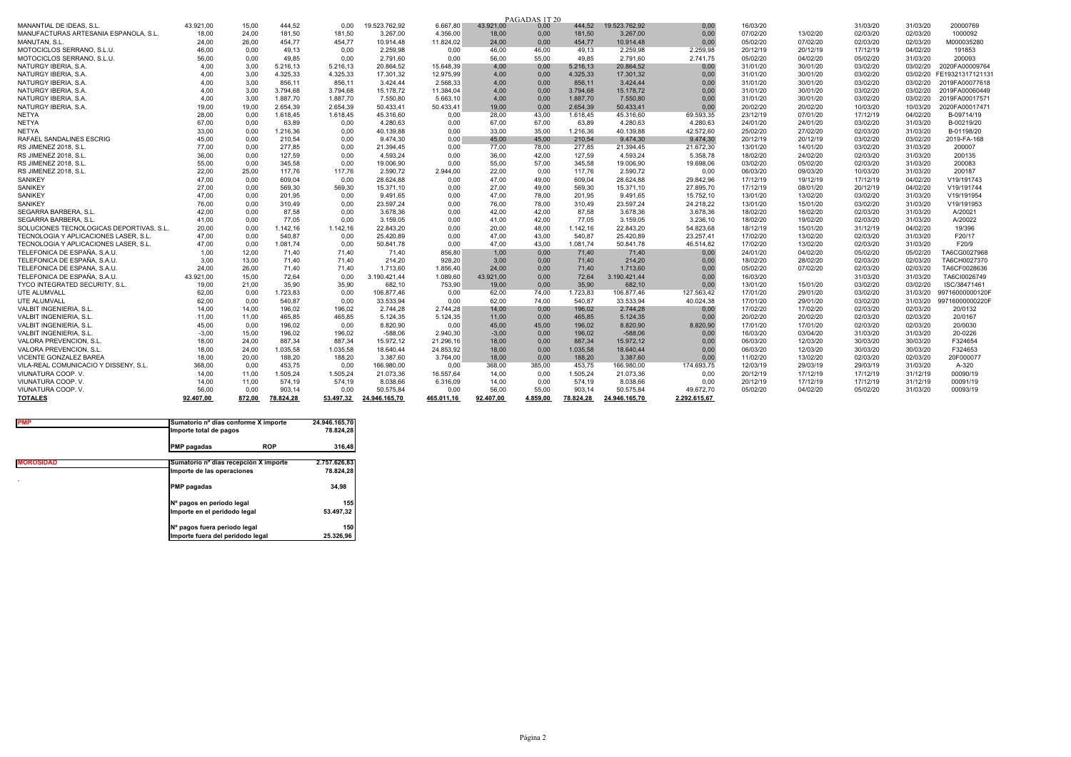| | | | | | | | | PAGADAS 1T 20 | | | | | | | | |
|---|---|---|---|---|---|---|---|---|---|---|---|---|---|---|---|---|
| MANANTIAL DE IDEAS, S.L. | 43.921,00 | 15,00 | 444,52 | 0,00 | 19.523.762,92 | 6.667,80 | 43.921,00 | 0,00 | 444,52 | 19.523.762,92 | 0,00 | 16/03/20 | | 31/03/20 | 31/03/20 | 20000769 |
| MANUFACTURAS ARTESANIA ESPANOLA, S.L. | 18,00 | 24,00 | 181,50 | 181,50 | 3.267,00 | 4.356,00 | 18,00 | 0,00 | 181,50 | 3.267,00 | 0,00 | 07/02/20 | 13/02/20 | 02/03/20 | 02/03/20 | 1000092 |
| MANUTAN, S.L. | 24,00 | 26,00 | 454,77 | 454,77 | 10.914,48 | 11.824,02 | 24,00 | 0,00 | 454,77 | 10.914,48 | 0,00 | 05/02/20 | 07/02/20 | 02/03/20 | 02/03/20 | M000035280 |
| MOTOCICLOS SERRANO, S.L.U. | 46,00 | 0,00 | 49,13 | 0,00 | 2.259,98 | 0,00 | 46,00 | 46,00 | 49,13 | 2.259,98 | 2.259,98 | 20/12/19 | 20/12/19 | 17/12/19 | 04/02/20 | 191853 |
| MOTOCICLOS SERRANO, S.L.U. | 56,00 | 0,00 | 49,85 | 0,00 | 2.791,60 | 0,00 | 56,00 | 55,00 | 49,85 | 2.791,60 | 2.741,75 | 05/02/20 | 04/02/20 | 05/02/20 | 31/03/20 | 200093 |
| NATURGY IBERIA, S.A. | 4,00 | 3,00 | 5.216,13 | 5.216,13 | 20.864,52 | 15.648,39 | 4,00 | 0,00 | 5.216,13 | 20.864,52 | 0,00 | 31/01/20 | 30/01/20 | 03/02/20 | 03/02/20 | 2020FA00009764 |
| NATURGY IBERIA, S.A. | 4,00 | 3,00 | 4.325,33 | 4.325,33 | 17.301,32 | 12.975,99 | 4,00 | 0,00 | 4.325,33 | 17.301,32 | 0,00 | 31/01/20 | 30/01/20 | 03/02/20 | 03/02/20 | FE19321317121131 |
| NATURGY IBERIA, S.A. | 4,00 | 3,00 | 856,11 | 856,11 | 3.424,44 | 2.568,33 | 4,00 | 0,00 | 856,11 | 3.424,44 | 0,00 | 31/01/20 | 30/01/20 | 03/02/20 | 03/02/20 | 2019FA00077618 |
| NATURGY IBERIA, S.A. | 4,00 | 3,00 | 3.794,68 | 3.794,68 | 15.178,72 | 11.384,04 | 4,00 | 0,00 | 3.794,68 | 15.178,72 | 0,00 | 31/01/20 | 30/01/20 | 03/02/20 | 03/02/20 | 2019FA00060449 |
| NATURGY IBERIA, S.A. | 4,00 | 3,00 | 1.887,70 | 1.887,70 | 7.550,80 | 5.663,10 | 4,00 | 0,00 | 1.887,70 | 7.550,80 | 0,00 | 31/01/20 | 30/01/20 | 03/02/20 | 03/02/20 | 2019FA00017571 |
| NATURGY IBERIA, S.A. | 19,00 | 19,00 | 2.654,39 | 2.654,39 | 50.433,41 | 50.433,41 | 19,00 | 0,00 | 2.654,39 | 50.433,41 | 0,00 | 20/02/20 | 20/02/20 | 10/03/20 | 10/03/20 | 2020FA00017471 |
| NETYA | 28,00 | 0,00 | 1.618,45 | 1.618,45 | 45.316,60 | 0,00 | 28,00 | 43,00 | 1.618,45 | 45.316,60 | 69.593,35 | 23/12/19 | 07/01/20 | 17/12/19 | 04/02/20 | B-09714/19 |
| NETYA | 67,00 | 0,00 | 63,89 | 0,00 | 4.280,63 | 0,00 | 67,00 | 67,00 | 63,89 | 4.280,63 | 4.280,63 | 24/01/20 | 24/01/20 | 03/02/20 | 31/03/20 | B-00219/20 |
| NETYA | 33,00 | 0,00 | 1.216,36 | 0,00 | 40.139,88 | 0,00 | 33,00 | 35,00 | 1.216,36 | 40.139,88 | 42.572,60 | 25/02/20 | 27/02/20 | 02/03/20 | 31/03/20 | B-01198/20 |
| RAFAEL SANDALINES ESCRIG | 45,00 | 0,00 | 210,54 | 0,00 | 9.474,30 | 0,00 | 45,00 | 45,00 | 210,54 | 9.474,30 | 9.474,30 | 20/12/19 | 20/12/19 | 03/02/20 | 03/02/20 | 2019-FA-168 |
| RS JIMENEZ 2018, S.L. | 77,00 | 0,00 | 277,85 | 0,00 | 21.394,45 | 0,00 | 77,00 | 78,00 | 277,85 | 21.394,45 | 21.672,30 | 13/01/20 | 14/01/20 | 03/02/20 | 31/03/20 | 200007 |
| RS JIMENEZ 2018, S.L. | 36,00 | 0,00 | 127,59 | 0,00 | 4.593,24 | 0,00 | 36,00 | 42,00 | 127,59 | 4.593,24 | 5.358,78 | 18/02/20 | 24/02/20 | 02/03/20 | 31/03/20 | 200135 |
| RS JIMENEZ 2018, S.L. | 55,00 | 0,00 | 345,58 | 0,00 | 19.006,90 | 0,00 | 55,00 | 57,00 | 345,58 | 19.006,90 | 19.698,06 | 03/02/20 | 05/02/20 | 02/03/20 | 31/03/20 | 200083 |
| RS JIMENEZ 2018, S.L. | 22,00 | 25,00 | 117,76 | 117,76 | 2.590,72 | 2.944,00 | 22,00 | 0,00 | 117,76 | 2.590,72 | 0,00 | 06/03/20 | 09/03/20 | 10/03/20 | 31/03/20 | 200187 |
| SANIKEY | 47,00 | 0,00 | 609,04 | 0,00 | 28.624,88 | 0,00 | 47,00 | 49,00 | 609,04 | 28.624,88 | 29.842,96 | 17/12/19 | 19/12/19 | 17/12/19 | 04/02/20 | V19/191743 |
| SANIKEY | 27,00 | 0,00 | 569,30 | 569,30 | 15.371,10 | 0,00 | 27,00 | 49,00 | 569,30 | 15.371,10 | 27.895,70 | 17/12/19 | 08/01/20 | 20/12/19 | 04/02/20 | V19/191744 |
| SANIKEY | 47,00 | 0,00 | 201,95 | 0,00 | 9.491,65 | 0,00 | 47,00 | 78,00 | 201,95 | 9.491,65 | 15.752,10 | 13/01/20 | 13/02/20 | 03/02/20 | 31/03/20 | V19/191954 |
| SANIKEY | 76,00 | 0,00 | 310,49 | 0,00 | 23.597,24 | 0,00 | 76,00 | 78,00 | 310,49 | 23.597,24 | 24.218,22 | 13/01/20 | 15/01/20 | 03/02/20 | 31/03/20 | V19/191953 |
| SEGARRA BARBERA, S.L. | 42,00 | 0,00 | 87,58 | 0,00 | 3.678,36 | 0,00 | 42,00 | 42,00 | 87,58 | 3.678,36 | 3.678,36 | 18/02/20 | 18/02/20 | 02/03/20 | 31/03/20 | A/20021 |
| SEGARRA BARBERA, S.L. | 41,00 | 0,00 | 77,05 | 0,00 | 3.159,05 | 0,00 | 41,00 | 42,00 | 77,05 | 3.159,05 | 3.236,10 | 18/02/20 | 19/02/20 | 02/03/20 | 31/03/20 | A/20022 |
| SOLUCIONES TECNOLOGICAS DEPORTIVAS, S.L. | 20,00 | 0,00 | 1.142,16 | 1.142,16 | 22.843,20 | 0,00 | 20,00 | 48,00 | 1.142,16 | 22.843,20 | 54.823,68 | 18/12/19 | 15/01/20 | 31/12/19 | 04/02/20 | 19/396 |
| TECNOLOGIA Y APLICACIONES LASER, S.L. | 47,00 | 0,00 | 540,87 | 0,00 | 25.420,89 | 0,00 | 47,00 | 43,00 | 540,87 | 25.420,89 | 23.257,41 | 17/02/20 | 13/02/20 | 02/03/20 | 31/03/20 | F20/17 |
| TECNOLOGIA Y APLICACIONES LASER, S.L. | 47,00 | 0,00 | 1.081,74 | 0,00 | 50.841,78 | 0,00 | 47,00 | 43,00 | 1.081,74 | 50.841,78 | 46.514,82 | 17/02/20 | 13/02/20 | 02/03/20 | 31/03/20 | F20/9 |
| TELEFONICA DE ESPAÑA, S.A.U. | 1,00 | 12,00 | 71,40 | 71,40 | 71,40 | 856,80 | 1,00 | 0,00 | 71,40 | 71,40 | 0,00 | 24/01/20 | 04/02/20 | 05/02/20 | 05/02/20 | TA6CG0027968 |
| TELEFONICA DE ESPAÑA, S.A.U. | 3,00 | 13,00 | 71,40 | 71,40 | 214,20 | 928,20 | 3,00 | 0,00 | 71,40 | 214,20 | 0,00 | 18/02/20 | 28/02/20 | 02/03/20 | 02/03/20 | TA6CH0027370 |
| TELEFONICA DE ESPAÑA, S.A.U. | 24,00 | 26,00 | 71,40 | 71,40 | 1.713,60 | 1.856,40 | 24,00 | 0,00 | 71,40 | 1.713,60 | 0,00 | 05/02/20 | 07/02/20 | 02/03/20 | 02/03/20 | TA6CF0028636 |
| TELEFONICA DE ESPAÑA, S.A.U. | 43.921,00 | 15,00 | 72,64 | 0,00 | 3.190.421,44 | 1.089,60 | 43.921,00 | 0,00 | 72,64 | 3.190.421,44 | 0,00 | 16/03/20 | | 31/03/20 | 31/03/20 | TA6CI0026749 |
| TYCO INTEGRATED SECURITY, S.L. | 19,00 | 21,00 | 35,90 | 35,90 | 682,10 | 753,90 | 19,00 | 0,00 | 35,90 | 682,10 | 0,00 | 13/01/20 | 15/01/20 | 03/02/20 | 03/02/20 | ISC/38471461 |
| UTE ALUMVALL | 62,00 | 0,00 | 1.723,83 | 0,00 | 106.877,46 | 0,00 | 62,00 | 74,00 | 1.723,83 | 106.877,46 | 127.563,42 | 17/01/20 | 29/01/20 | 03/02/20 | 31/03/20 | 99716000000120F |
| UTE ALUMVALL | 62,00 | 0,00 | 540,87 | 0,00 | 33.533,94 | 0,00 | 62,00 | 74,00 | 540,87 | 33.533,94 | 40.024,38 | 17/01/20 | 29/01/20 | 03/02/20 | 31/03/20 | 99716000000220F |
| VALBIT INGENIERIA, S.L. | 14,00 | 14,00 | 196,02 | 196,02 | 2.744,28 | 2.744,28 | 14,00 | 0,00 | 196,02 | 2.744,28 | 0,00 | 17/02/20 | 17/02/20 | 02/03/20 | 02/03/20 | 20/0132 |
| VALBIT INGENIERIA, S.L. | 11,00 | 11,00 | 465,85 | 465,85 | 5.124,35 | 5.124,35 | 11,00 | 0,00 | 465,85 | 5.124,35 | 0,00 | 20/02/20 | 20/02/20 | 02/03/20 | 02/03/20 | 20/0167 |
| VALBIT INGENIERIA, S.L. | 45,00 | 0,00 | 196,02 | 0,00 | 8.820,90 | 0,00 | 45,00 | 45,00 | 196,02 | 8.820,90 | 8.820,90 | 17/01/20 | 17/01/20 | 02/03/20 | 02/03/20 | 20/0030 |
| VALBIT INGENIERIA, S.L. | -3,00 | 15,00 | 196,02 | 196,02 | -588,06 | 2.940,30 | -3,00 | 0,00 | 196,02 | -588,06 | 0,00 | 16/03/20 | 03/04/20 | 31/03/20 | 31/03/20 | 20-0226 |
| VALORA PREVENCION, S.L. | 18,00 | 24,00 | 887,34 | 887,34 | 15.972,12 | 21.296,16 | 18,00 | 0,00 | 887,34 | 15.972,12 | 0,00 | 06/03/20 | 12/03/20 | 30/03/20 | 30/03/20 | F324654 |
| VALORA PREVENCION, S.L. | 18,00 | 24,00 | 1.035,58 | 1.035,58 | 18.640,44 | 24.853,92 | 18,00 | 0,00 | 1.035,58 | 18.640,44 | 0,00 | 06/03/20 | 12/03/20 | 30/03/20 | 30/03/20 | F324653 |
| VICENTE GONZALEZ BAREA | 18,00 | 20,00 | 188,20 | 188,20 | 3.387,60 | 3.764,00 | 18,00 | 0,00 | 188,20 | 3.387,60 | 0,00 | 11/02/20 | 13/02/20 | 02/03/20 | 02/03/20 | 20F000077 |
| VILA-REAL COMUNICACIO Y DISSENY, S.L. | 368,00 | 0,00 | 453,75 | 0,00 | 166.980,00 | 0,00 | 368,00 | 385,00 | 453,75 | 166.980,00 | 174.693,75 | 12/03/19 | 29/03/19 | 29/03/19 | 31/03/20 | A-320 |
| VIUNATURA COOP. V. | 14,00 | 11,00 | 1.505,24 | 1.505,24 | 21.073,36 | 16.557,64 | 14,00 | 0,00 | 1.505,24 | 21.073,36 | 0,00 | 20/12/19 | 17/12/19 | 17/12/19 | 31/12/19 | 00090/19 |
| VIUNATURA COOP. V. | 14,00 | 11,00 | 574,19 | 574,19 | 8.038,66 | 6.316,09 | 14,00 | 0,00 | 574,19 | 8.038,66 | 0,00 | 20/12/19 | 17/12/19 | 17/12/19 | 31/12/19 | 00091/19 |
| VIUNATURA COOP. V. | 56,00 | 0,00 | 903,14 | 0,00 | 50.575,84 | 0,00 | 56,00 | 55,00 | 903,14 | 50.575,84 | 49.672,70 | 05/02/20 | 04/02/20 | 05/02/20 | 31/03/20 | 00093/19 |
| **TOTALES** | **92.407,00** | **872,00** | **78.824,28** | **53.497,32** | **24.946.165,70** | **465.011,16** | **92.407,00** | **4.859,00** | **78.824,28** | **24.946.165,70** | **2.292.615,67** | | | | | |

| | | | |
|---|---|---|---|
| **PMP** | **Sumatorio nº días conforme X importe** | | **24.946.165,70** |
| | **Importe total de pagos** | | **78.824,28** |
| | **PMP pagadas** | **ROP** | **316,48** |
| **MOROSIDAD** | **Sumatorio nº días recepción X importe** | | **2.757.626,83** |
| | **Importe de las operaciones** | | **78.824,28** |
| | **PMP pagadas** | | **34,98** |
| | **Nº pagos en periodo legal** | | **155** |
| | **Importe en el peridodo legal** | | **53.497,32** |
| | **Nº pagos fuera periodo legal** | | **150** |
| | **Importe fuera del peridodo legal** | | **25.326,96** |